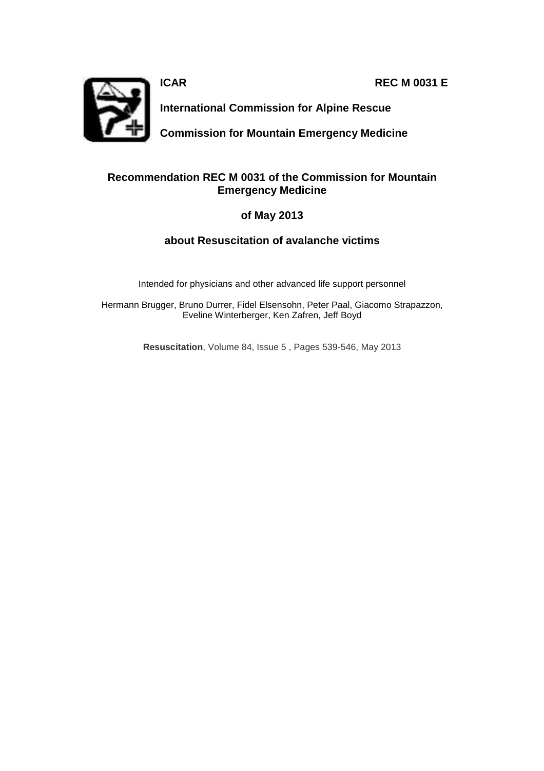**ICAR** **REC M 0031 E**

**International Commission for Alpine Rescue**

**Commission for Mountain Emergency Medicine**

# Recommendation REC M 0031 of the Commission for Mountain Emergency Medicine

## of May 2013

## about Resuscitation of avalanche victims

Intended for physicians and other advanced life support personnel

Hermann Brugger, Bruno Durrer, Fidel Elsensohn, Peter Paal, Giacomo Strapazzon, Eveline Winterberger, Ken Zafren, Jeff Boyd

**Resuscitation**, Volume 84, Issue 5 , Pages 539-546, May 2013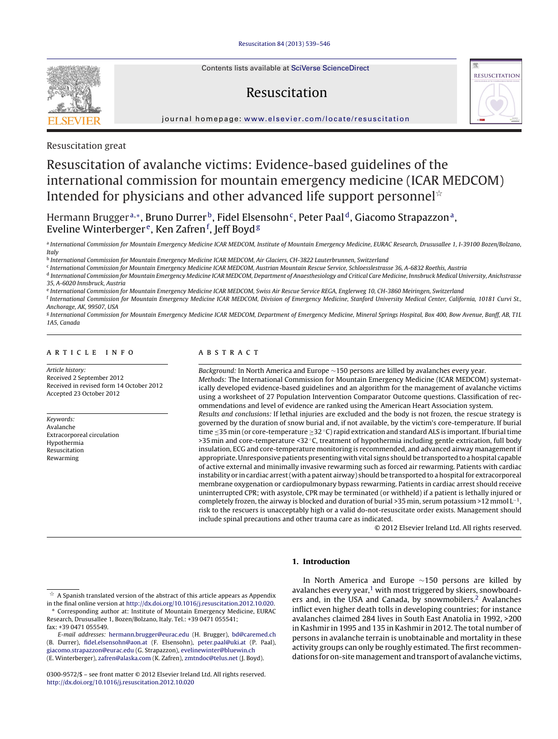Resuscitation great

# Resuscitation of avalanche victims: Evidence-based guidelines of the international commission for mountain emergency medicine (ICAR MEDCOM) Intended for physicians and other advanced life support personnel☆

Hermann Brugger[a,*], Bruno Durrer[b], Fidel Elsensohn[c], Peter Paal[d], Giacomo Strapazzon[a], Eveline Winterberger[e], Ken Zafren[f], Jeff Boyd[g]

[a] International Commission for Mountain Emergency Medicine ICAR MEDCOM, Institute of Mountain Emergency Medicine, EURAC Research, Drusussallee 1, I-39100 Bozen/Bolzano, Italy

[b] International Commission for Mountain Emergency Medicine ICAR MEDCOM, Air Glaciers, CH-3822 Lauterbrunnen, Switzerland

[c] International Commission for Mountain Emergency Medicine ICAR MEDCOM, Austrian Mountain Rescue Service, Schloesslestrasse 36, A-6832 Roethis, Austria

[d] International Commission for Mountain Emergency Medicine ICAR MEDCOM, Department of Anaesthesiology and Critical Care Medicine, Innsbruck Medical University, Anichstrasse 35, A-6020 Innsbruck, Austria

[e] International Commission for Mountain Emergency Medicine ICAR MEDCOM, Swiss Air Rescue Service REGA, Englerweg 10, CH-3860 Meiringen, Switzerland

[f] International Commission for Mountain Emergency Medicine ICAR MEDCOM, Division of Emergency Medicine, Stanford University Medical Center, California, 10181 Curvi St., Anchorage, AK, 99507, USA

[g] International Commission for Mountain Emergency Medicine ICAR MEDCOM, Department of Emergency Medicine, Mineral Springs Hospital, Box 400, Bow Avenue, Banff, AB, T1L 1A5, Canada

## ARTICLE INFO

*Article history:*
Received 2 September 2012
Received in revised form 14 October 2012
Accepted 23 October 2012

*Keywords:*
Avalanche
Extracorporeal circulation
Hypothermia
Resuscitation
Rewarming

## ABSTRACT

*Background:* In North America and Europe ~150 persons are killed by avalanches every year.

*Methods:* The International Commission for Mountain Emergency Medicine (ICAR MEDCOM) systematically developed evidence-based guidelines and an algorithm for the management of avalanche victims using a worksheet of 27 Population Intervention Comparator Outcome questions. Classification of recommendations and level of evidence are ranked using the American Heart Association system.

*Results and conclusions:* If lethal injuries are excluded and the body is not frozen, the rescue strategy is governed by the duration of snow burial and, if not available, by the victim's core-temperature. If burial time ≤35 min (or core-temperature ≥32 °C) rapid extrication and standard ALS is important. If burial time >35 min and core-temperature <32 °C, treatment of hypothermia including gentle extrication, full body insulation, ECG and core-temperature monitoring is recommended, and advanced airway management if appropriate. Unresponsive patients presenting with vital signs should be transported to a hospital capable of active external and minimally invasive rewarming such as forced air rewarming. Patients with cardiac instability or in cardiac arrest (with a patent airway) should be transported to a hospital for extracorporeal membrane oxygenation or cardiopulmonary bypass rewarming. Patients in cardiac arrest should receive uninterrupted CPR; with asystole, CPR may be terminated (or withheld) if a patient is lethally injured or completely frozen, the airway is blocked and duration of burial >35 min, serum potassium >12 mmol $L^{-1}$, risk to the rescuers is unacceptably high or a valid do-not-resuscitate order exists. Management should include spinal precautions and other trauma care as indicated.

© 2012 Elsevier Ireland Ltd. All rights reserved.

## 1. Introduction

In North America and Europe ~150 persons are killed by avalanches every year,[1] with most triggered by skiers, snowboarders and, in the USA and Canada, by snowmobilers.[2] Avalanches inflict even higher death tolls in developing countries; for instance avalanches claimed 284 lives in South East Anatolia in 1992, >200 in Kashmir in 1995 and 135 in Kashmir in 2012. The total number of persons in avalanche terrain is unobtainable and mortality in these activity groups can only be roughly estimated. The first recommendations for on-site management and transport of avalanche victims,

☆ A Spanish translated version of the abstract of this article appears as Appendix in the final online version at http://dx.doi.org/10.1016/j.resuscitation.2012.10.020.

\* Corresponding author at: Institute of Mountain Emergency Medicine, EURAC Research, Drusussallee 1, Bozen/Bolzano, Italy. Tel.: +39 0471 055541; fax: +39 0471 055549.

*E-mail addresses:* hermann.brugger@eurac.edu (H. Brugger), bd@caremed.ch (B. Durrer), fidel.elsensohn@aon.at (F. Elsensohn), peter.paal@uki.at (P. Paal), giacomo.strapazzon@eurac.edu (G. Strapazzon), evelinewinter@bluewin.ch (E. Winterberger), zafren@alaska.com (K. Zafren), zmtndoc@telus.net (J. Boyd).

0300-9572/$ – see front matter © 2012 Elsevier Ireland Ltd. All rights reserved.
http://dx.doi.org/10.1016/j.resuscitation.2012.10.020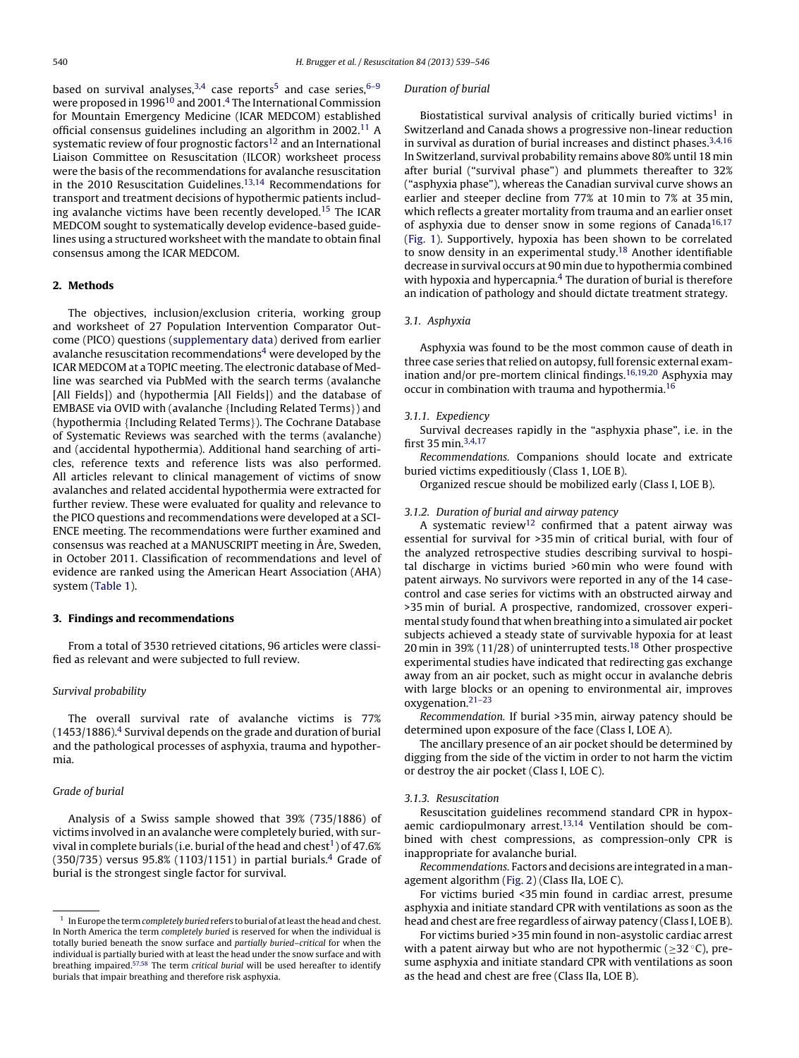based on survival analyses,[3,4] case reports[5] and case series,[6–9] were proposed in 1996[10] and 2001.[4] The International Commission for Mountain Emergency Medicine (ICAR MEDCOM) established official consensus guidelines including an algorithm in 2002.[11] A systematic review of four prognostic factors[12] and an International Liaison Committee on Resuscitation (ILCOR) worksheet process were the basis of the recommendations for avalanche resuscitation in the 2010 Resuscitation Guidelines.[13,14] Recommendations for transport and treatment decisions of hypothermic patients including avalanche victims have been recently developed.[15] The ICAR MEDCOM sought to systematically develop evidence-based guidelines using a structured worksheet with the mandate to obtain final consensus among the ICAR MEDCOM.

## 2. Methods

The objectives, inclusion/exclusion criteria, working group and worksheet of 27 Population Intervention Comparator Outcome (PICO) questions (supplementary data) derived from earlier avalanche resuscitation recommendations[4] were developed by the ICAR MEDCOM at a TOPIC meeting. The electronic database of Medline was searched via PubMed with the search terms (avalanche [All Fields]) and (hypothermia [All Fields]) and the database of EMBASE via OVID with (avalanche {Including Related Terms}) and (hypothermia {Including Related Terms}). The Cochrane Database of Systematic Reviews was searched with the terms (avalanche) and (accidental hypothermia). Additional hand searching of articles, reference texts and reference lists was also performed. All articles relevant to clinical management of victims of snow avalanches and related accidental hypothermia were extracted for further review. These were evaluated for quality and relevance to the PICO questions and recommendations were developed at a SCIENCE meeting. The recommendations were further examined and consensus was reached at a MANUSCRIPT meeting in Åre, Sweden, in October 2011. Classification of recommendations and level of evidence are ranked using the American Heart Association (AHA) system (Table 1).

## 3. Findings and recommendations

From a total of 3530 retrieved citations, 96 articles were classified as relevant and were subjected to full review.

### Survival probability

The overall survival rate of avalanche victims is 77% (1453/1886).[4] Survival depends on the grade and duration of burial and the pathological processes of asphyxia, trauma and hypothermia.

### Grade of burial

Analysis of a Swiss sample showed that 39% (735/1886) of victims involved in an avalanche were completely buried, with survival in complete burials (i.e. burial of the head and chest[1]) of 47.6% (350/735) versus 95.8% (1103/1151) in partial burials.[4] Grade of burial is the strongest single factor for survival.

### Duration of burial

Biostatistical survival analysis of critically buried victims[1] in Switzerland and Canada shows a progressive non-linear reduction in survival as duration of burial increases and distinct phases.[3,4,16] In Switzerland, survival probability remains above 80% until 18 min after burial ("survival phase") and plummets thereafter to 32% ("asphyxia phase"), whereas the Canadian survival curve shows an earlier and steeper decline from 77% at 10 min to 7% at 35 min, which reflects a greater mortality from trauma and an earlier onset of asphyxia due to denser snow in some regions of Canada[16,17] (Fig. 1). Supportively, hypoxia has been shown to be correlated to snow density in an experimental study.[18] Another identifiable decrease in survival occurs at 90 min due to hypothermia combined with hypoxia and hypercapnia.[4] The duration of burial is therefore an indication of pathology and should dictate treatment strategy.

### 3.1. Asphyxia

Asphyxia was found to be the most common cause of death in three case series that relied on autopsy, full forensic external examination and/or pre-mortem clinical findings.[16,19,20] Asphyxia may occur in combination with trauma and hypothermia.[16]

#### 3.1.1. Expediency

Survival decreases rapidly in the "asphyxia phase", i.e. in the first 35 min.[3,4,17]

*Recommendations.* Companions should locate and extricate buried victims expeditiously (Class 1, LOE B).

Organized rescue should be mobilized early (Class I, LOE B).

#### 3.1.2. Duration of burial and airway patency

A systematic review[12] confirmed that a patent airway was essential for survival for >35 min of critical burial, with four of the analyzed retrospective studies describing survival to hospital discharge in victims buried >60 min who were found with patent airways. No survivors were reported in any of the 14 case-control and case series for victims with an obstructed airway and >35 min of burial. A prospective, randomized, crossover experimental study found that when breathing into a simulated air pocket subjects achieved a steady state of survivable hypoxia for at least 20 min in 39% (11/28) of uninterrupted tests.[18] Other prospective experimental studies have indicated that redirecting gas exchange away from an air pocket, such as might occur in avalanche debris with large blocks or an opening to environmental air, improves oxygenation.[21–23]

*Recommendation.* If burial >35 min, airway patency should be determined upon exposure of the face (Class I, LOE A).

The ancillary presence of an air pocket should be determined by digging from the side of the victim in order to not harm the victim or destroy the air pocket (Class I, LOE C).

#### 3.1.3. Resuscitation

Resuscitation guidelines recommend standard CPR in hypoxaemic cardiopulmonary arrest.[13,14] Ventilation should be combined with chest compressions, as compression-only CPR is inappropriate for avalanche burial.

*Recommendations.* Factors and decisions are integrated in a management algorithm (Fig. 2) (Class IIa, LOE C).

For victims buried <35 min found in cardiac arrest, presume asphyxia and initiate standard CPR with ventilations as soon as the head and chest are free regardless of airway patency (Class I, LOE B).

For victims buried >35 min found in non-asystolic cardiac arrest with a patent airway but who are not hypothermic (≥32 °C), presume asphyxia and initiate standard CPR with ventilations as soon as the head and chest are free (Class IIa, LOE B).

---

[1] In Europe the term *completely buried* refers to burial of at least the head and chest. In North America the term *completely buried* is reserved for when the individual is totally buried beneath the snow surface and *partially buried–critical* for when the individual is partially buried with at least the head under the snow surface and with breathing impaired.[57,58] The term *critical burial* will be used hereafter to identify burials that impair breathing and therefore risk asphyxia.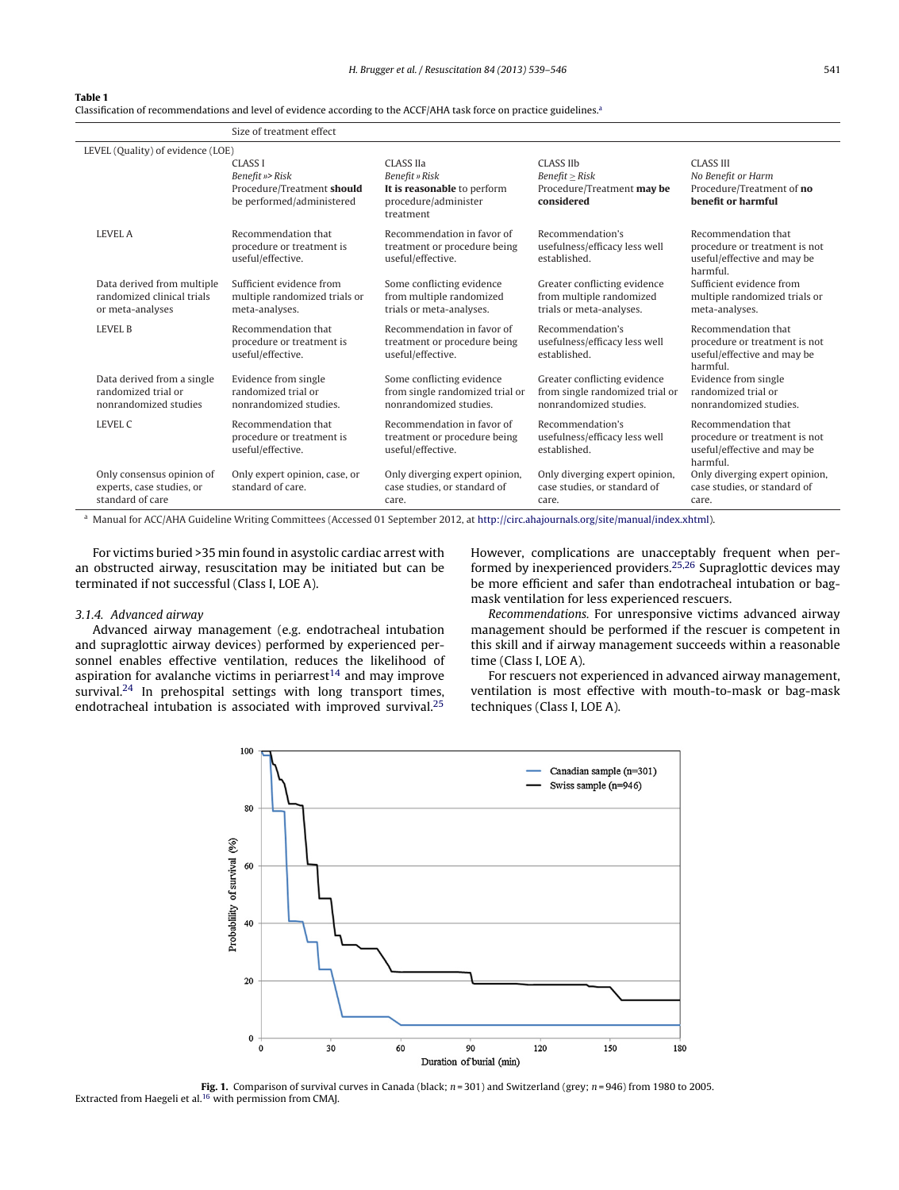**Table 1**
Classification of recommendations and level of evidence according to the ACCF/AHA task force on practice guidelines.[a]

| | Size of treatment effect | | | |
|---|---|---|---|---|
| LEVEL (Quality) of evidence (LOE) | CLASS I<br>*Benefit »> Risk*<br>Procedure/Treatment **should** be performed/administered | CLASS IIa<br>*Benefit » Risk*<br>**It is reasonable** to perform procedure/administer treatment | CLASS IIb<br>*Benefit ≥ Risk*<br>Procedure/Treatment **may be considered** | CLASS III<br>*No Benefit or Harm*<br>Procedure/Treatment of **no benefit or harmful** |
| LEVEL A | Recommendation that procedure or treatment is useful/effective. | Recommendation in favor of treatment or procedure being useful/effective. | Recommendation's usefulness/efficacy less well established. | Recommendation that procedure or treatment is not useful/effective and may be harmful. |
| Data derived from multiple randomized clinical trials or meta-analyses | Sufficient evidence from multiple randomized trials or meta-analyses. | Some conflicting evidence from multiple randomized trials or meta-analyses. | Greater conflicting evidence from multiple randomized trials or meta-analyses. | Sufficient evidence from multiple randomized trials or meta-analyses. |
| LEVEL B | Recommendation that procedure or treatment is useful/effective. | Recommendation in favor of treatment or procedure being useful/effective. | Recommendation's usefulness/efficacy less well established. | Recommendation that procedure or treatment is not useful/effective and may be harmful. |
| Data derived from a single randomized trial or nonrandomized studies | Evidence from single randomized trial or nonrandomized studies. | Some conflicting evidence from single randomized trial or nonrandomized studies. | Greater conflicting evidence from single randomized trial or nonrandomized studies. | Evidence from single randomized trial or nonrandomized studies. |
| LEVEL C | Recommendation that procedure or treatment is useful/effective. | Recommendation in favor of treatment or procedure being useful/effective. | Recommendation's usefulness/efficacy less well established. | Recommendation that procedure or treatment is not useful/effective and may be harmful. |
| Only consensus opinion of experts, case studies, or standard of care | Only expert opinion, case, or standard of care. | Only diverging expert opinion, case studies, or standard of care. | Only diverging expert opinion, case studies, or standard of care. | Only diverging expert opinion, case studies, or standard of care. |

[a] Manual for ACC/AHA Guideline Writing Committees (Accessed 01 September 2012, at http://circ.ahajournals.org/site/manual/index.xhtml).

For victims buried >35 min found in asystolic cardiac arrest with an obstructed airway, resuscitation may be initiated but can be terminated if not successful (Class I, LOE A).

#### 3.1.4. Advanced airway

Advanced airway management (e.g. endotracheal intubation and supraglottic airway devices) performed by experienced personnel enables effective ventilation, reduces the likelihood of aspiration for avalanche victims in periarrest[14] and may improve survival.[24] In prehospital settings with long transport times, endotracheal intubation is associated with improved survival.[25] However, complications are unacceptably frequent when performed by inexperienced providers.[25,26] Supraglottic devices may be more efficient and safer than endotracheal intubation or bag-mask ventilation for less experienced rescuers.

*Recommendations.* For unresponsive victims advanced airway management should be performed if the rescuer is competent in this skill and if airway management succeeds within a reasonable time (Class I, LOE A).

For rescuers not experienced in advanced airway management, ventilation is most effective with mouth-to-mask or bag-mask techniques (Class I, LOE A).

**Fig. 1.** Comparison of survival curves in Canada (black; $n = 301$) and Switzerland (grey; $n = 946$) from 1980 to 2005. Extracted from Haegeli et al.[16] with permission from CMAJ.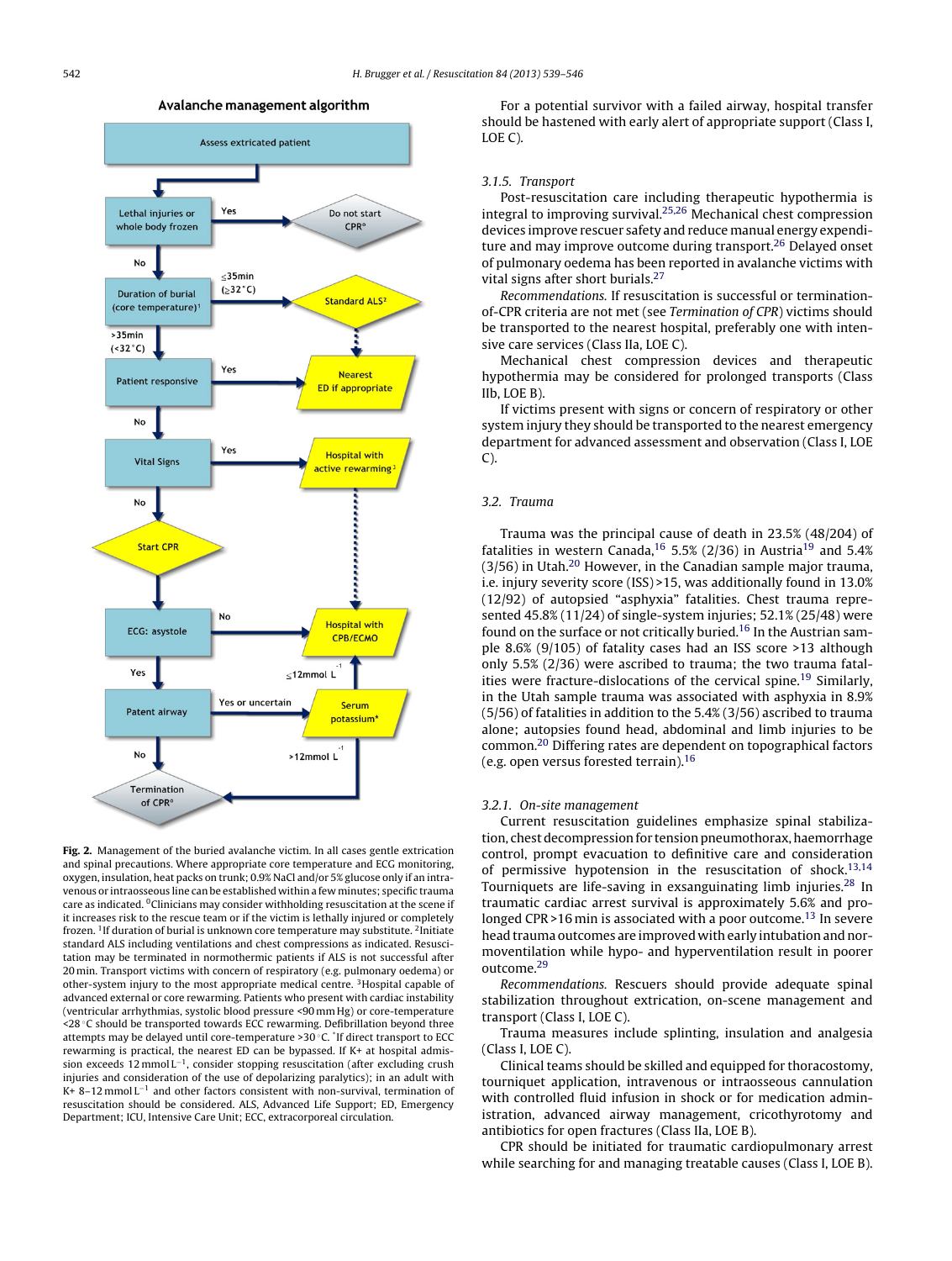**Avalanche management algorithm**

Assess extricated patient → Lethal injuries or whole body frozen — Yes → Do not start CPR°

No → Duration of burial (core temperature)¹ — ≤35min (≥32 °C) → Standard ALS²

>35min (<32 °C) → Patient responsive — Yes → Nearest ED if appropriate

No → Vital Signs — Yes → Hospital with active rewarming³

No → Start CPR → ECG: asystole — No → Hospital with CPB/ECMO

Yes → Patent airway — Yes or uncertain → Serum potassium* — ≤12mmol L⁻¹ → Hospital with CPB/ECMO; >12mmol L⁻¹ → Termination of CPR°

No → Termination of CPR°

**Fig. 2.** Management of the buried avalanche victim. In all cases gentle extrication and spinal precautions. Where appropriate core temperature and ECG monitoring, oxygen, insulation, heat packs on trunk; 0.9% NaCl and/or 5% glucose only if an intravenous or intraosseous line can be established within a few minutes; specific trauma care as indicated. °Clinicians may consider withholding resuscitation at the scene if it increases risk to the rescue team or if the victim is lethally injured or completely frozen. ¹If duration of burial is unknown core temperature may substitute. ²Initiate standard ALS including ventilations and chest compressions as indicated. Resuscitation may be terminated in normothermic patients if ALS is not successful after 20 min. Transport victims with concern of respiratory (e.g. pulmonary oedema) or other-system injury to the most appropriate medical centre. ³Hospital capable of advanced external or core rewarming. Patients who present with cardiac instability (ventricular arrhythmias, systolic blood pressure <90 mm Hg) or core-temperature <28 °C should be transported towards ECC rewarming. Defibrillation beyond three attempts may be delayed until core-temperature >30 °C. *If direct transport to ECC rewarming is practical, the nearest ED can be bypassed. If K+ at hospital admission exceeds 12 mmol L$^{-1}$, consider stopping resuscitation (after excluding crush injuries and consideration of the use of depolarizing paralytics); in an adult with K+ 8–12 mmol L$^{-1}$ and other factors consistent with non-survival, termination of resuscitation should be considered. ALS, Advanced Life Support; ED, Emergency Department; ICU, Intensive Care Unit; ECC, extracorporeal circulation.

For a potential survivor with a failed airway, hospital transfer should be hastened with early alert of appropriate support (Class I, LOE C).

#### 3.1.5. Transport

Post-resuscitation care including therapeutic hypothermia is integral to improving survival.[25,26] Mechanical chest compression devices improve rescuer safety and reduce manual energy expenditure and may improve outcome during transport.[26] Delayed onset of pulmonary oedema has been reported in avalanche victims with vital signs after short burials.[27]

*Recommendations.* If resuscitation is successful or termination-of-CPR criteria are not met (see *Termination of CPR*) victims should be transported to the nearest hospital, preferably one with intensive care services (Class IIa, LOE C).

Mechanical chest compression devices and therapeutic hypothermia may be considered for prolonged transports (Class IIb, LOE B).

If victims present with signs or concern of respiratory or other system injury they should be transported to the nearest emergency department for advanced assessment and observation (Class I, LOE C).

### 3.2. Trauma

Trauma was the principal cause of death in 23.5% (48/204) of fatalities in western Canada,[16] 5.5% (2/36) in Austria[19] and 5.4% (3/56) in Utah.[20] However, in the Canadian sample major trauma, i.e. injury severity score (ISS) >15, was additionally found in 13.0% (12/92) of autopsied "asphyxia" fatalities. Chest trauma represented 45.8% (11/24) of single-system injuries; 52.1% (25/48) were found on the surface or not critically buried.[16] In the Austrian sample 8.6% (9/105) of fatality cases had an ISS score >13 although only 5.5% (2/36) were ascribed to trauma; the two trauma fatalities were fracture-dislocations of the cervical spine.[19] Similarly, in the Utah sample trauma was associated with asphyxia in 8.9% (5/56) of fatalities in addition to the 5.4% (3/56) ascribed to trauma alone; autopsies found head, abdominal and limb injuries to be common.[20] Differing rates are dependent on topographical factors (e.g. open versus forested terrain).[16]

#### 3.2.1. On-site management

Current resuscitation guidelines emphasize spinal stabilization, chest decompression for tension pneumothorax, haemorrhage control, prompt evacuation to definitive care and consideration of permissive hypotension in the resuscitation of shock.[13,14] Tourniquets are life-saving in exsanguinating limb injuries.[28] In traumatic cardiac arrest survival is approximately 5.6% and prolonged CPR >16 min is associated with a poor outcome.[13] In severe head trauma outcomes are improved with early intubation and normoventilation while hypo- and hyperventilation result in poorer outcome.[29]

*Recommendations.* Rescuers should provide adequate spinal stabilization throughout extrication, on-scene management and transport (Class I, LOE C).

Trauma measures include splinting, insulation and analgesia (Class I, LOE C).

Clinical teams should be skilled and equipped for thoracostomy, tourniquet application, intravenous or intraosseous cannulation with controlled fluid infusion in shock or for medication administration, advanced airway management, cricothyrotomy and antibiotics for open fractures (Class IIa, LOE B).

CPR should be initiated for traumatic cardiopulmonary arrest while searching for and managing treatable causes (Class I, LOE B).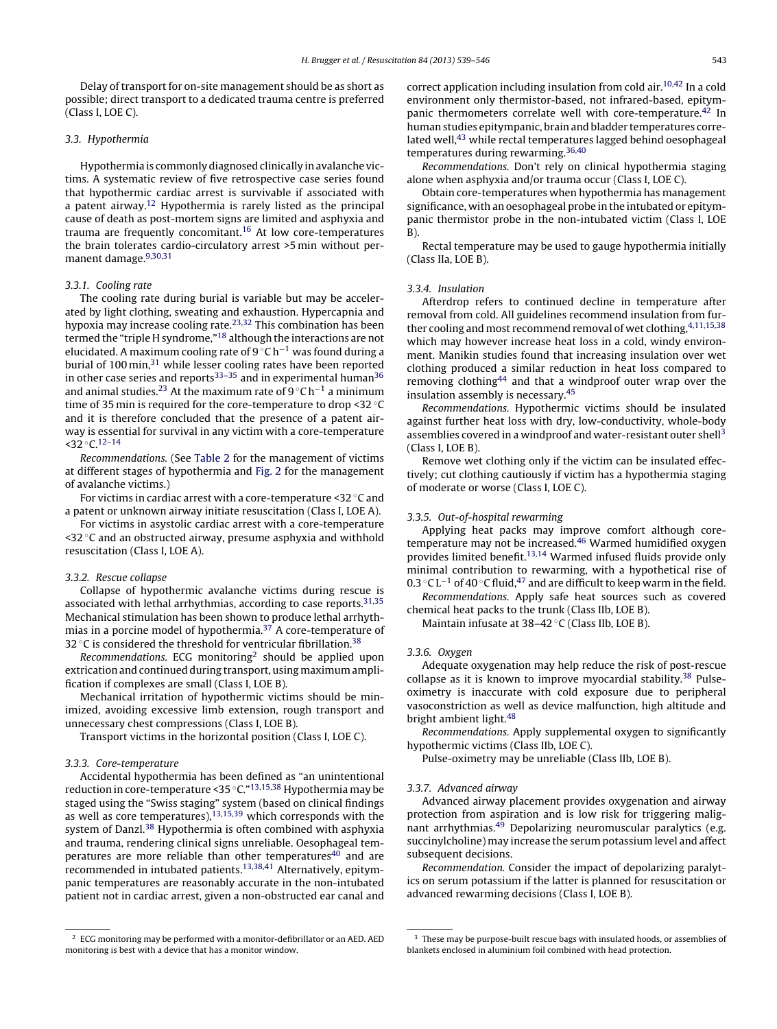Delay of transport for on-site management should be as short as possible; direct transport to a dedicated trauma centre is preferred (Class I, LOE C).

### 3.3. Hypothermia

Hypothermia is commonly diagnosed clinically in avalanche victims. A systematic review of five retrospective case series found that hypothermic cardiac arrest is survivable if associated with a patent airway.[12] Hypothermia is rarely listed as the principal cause of death as post-mortem signs are limited and asphyxia and trauma are frequently concomitant.[16] At low core-temperatures the brain tolerates cardio-circulatory arrest >5 min without permanent damage.[9,30,31]

#### 3.3.1. Cooling rate

The cooling rate during burial is variable but may be accelerated by light clothing, sweating and exhaustion. Hypercapnia and hypoxia may increase cooling rate.[23,32] This combination has been termed the "triple H syndrome,"[18] although the interactions are not elucidated. A maximum cooling rate of 9 °C $h^{-1}$ was found during a burial of 100 min,[31] while lesser cooling rates have been reported in other case series and reports[33–35] and in experimental human[36] and animal studies.[23] At the maximum rate of 9 °C $h^{-1}$ a minimum time of 35 min is required for the core-temperature to drop <32 °C and it is therefore concluded that the presence of a patent airway is essential for survival in any victim with a core-temperature <32 °C.[12–14]

*Recommendations.* (See Table 2 for the management of victims at different stages of hypothermia and Fig. 2 for the management of avalanche victims.)

For victims in cardiac arrest with a core-temperature <32 °C and a patent or unknown airway initiate resuscitation (Class I, LOE A).

For victims in asystolic cardiac arrest with a core-temperature <32 °C and an obstructed airway, presume asphyxia and withhold resuscitation (Class I, LOE A).

#### 3.3.2. Rescue collapse

Collapse of hypothermic avalanche victims during rescue is associated with lethal arrhythmias, according to case reports.[31,35] Mechanical stimulation has been shown to produce lethal arrhythmias in a porcine model of hypothermia.[37] A core-temperature of 32 °C is considered the threshold for ventricular fibrillation.[38]

*Recommendations.* ECG monitoring[2] should be applied upon extrication and continued during transport, using maximum amplification if complexes are small (Class I, LOE B).

Mechanical irritation of hypothermic victims should be minimized, avoiding excessive limb extension, rough transport and unnecessary chest compressions (Class I, LOE B).

Transport victims in the horizontal position (Class I, LOE C).

#### 3.3.3. Core-temperature

Accidental hypothermia has been defined as "an unintentional reduction in core-temperature <35 °C."[13,15,38] Hypothermia may be staged using the "Swiss staging" system (based on clinical findings as well as core temperatures),[13,15,39] which corresponds with the system of Danzl.[38] Hypothermia is often combined with asphyxia and trauma, rendering clinical signs unreliable. Oesophageal temperatures are more reliable than other temperatures[40] and are recommended in intubated patients.[13,38,41] Alternatively, epitympanic temperatures are reasonably accurate in the non-intubated patient not in cardiac arrest, given a non-obstructed ear canal and correct application including insulation from cold air.[10,42] In a cold environment only thermistor-based, not infrared-based, epitympanic thermometers correlate well with core-temperature.[42] In human studies epitympanic, brain and bladder temperatures correlated well,[43] while rectal temperatures lagged behind oesophageal temperatures during rewarming.[36,40]

*Recommendations.* Don't rely on clinical hypothermia staging alone when asphyxia and/or trauma occur (Class I, LOE C).

Obtain core-temperatures when hypothermia has management significance, with an oesophageal probe in the intubated or epitympanic thermistor probe in the non-intubated victim (Class I, LOE B).

Rectal temperature may be used to gauge hypothermia initially (Class IIa, LOE B).

#### 3.3.4. Insulation

Afterdrop refers to continued decline in temperature after removal from cold. All guidelines recommend insulation from further cooling and most recommend removal of wet clothing,[4,11,15,38] which may however increase heat loss in a cold, windy environment. Manikin studies found that increasing insulation over wet clothing produced a similar reduction in heat loss compared to removing clothing[44] and that a windproof outer wrap over the insulation assembly is necessary.[45]

*Recommendations.* Hypothermic victims should be insulated against further heat loss with dry, low-conductivity, whole-body assemblies covered in a windproof and water-resistant outer shell[3] (Class I, LOE B).

Remove wet clothing only if the victim can be insulated effectively; cut clothing cautiously if victim has a hypothermia staging of moderate or worse (Class I, LOE C).

#### 3.3.5. Out-of-hospital rewarming

Applying heat packs may improve comfort although core-temperature may not be increased.[46] Warmed humidified oxygen provides limited benefit.[13,14] Warmed infused fluids provide only minimal contribution to rewarming, with a hypothetical rise of 0.3 °C $L^{-1}$ of 40 °C fluid,[47] and are difficult to keep warm in the field.

*Recommendations.* Apply safe heat sources such as covered chemical heat packs to the trunk (Class IIb, LOE B).

Maintain infusate at 38–42 °C (Class IIb, LOE B).

#### 3.3.6. Oxygen

Adequate oxygenation may help reduce the risk of post-rescue collapse as it is known to improve myocardial stability.[38] Pulse-oximetry is inaccurate with cold exposure due to peripheral vasoconstriction as well as device malfunction, high altitude and bright ambient light.[48]

*Recommendations.* Apply supplemental oxygen to significantly hypothermic victims (Class IIb, LOE C).

Pulse-oximetry may be unreliable (Class IIb, LOE B).

#### 3.3.7. Advanced airway

Advanced airway placement provides oxygenation and airway protection from aspiration and is low risk for triggering malignant arrhythmias.[49] Depolarizing neuromuscular paralytics (e.g. succinylcholine) may increase the serum potassium level and affect subsequent decisions.

*Recommendation.* Consider the impact of depolarizing paralytics on serum potassium if the latter is planned for resuscitation or advanced rewarming decisions (Class I, LOE B).

---

[2] ECG monitoring may be performed with a monitor-defibrillator or an AED. AED monitoring is best with a device that has a monitor window.

[3] These may be purpose-built rescue bags with insulated hoods, or assemblies of blankets enclosed in aluminium foil combined with head protection.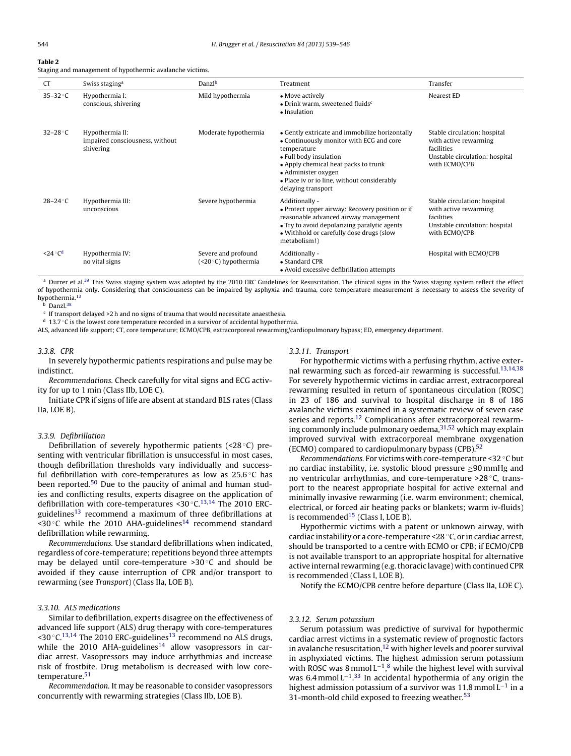**Table 2**
Staging and management of hypothermic avalanche victims.

| CT | Swiss staging[a] | Danzl[b] | Treatment | Transfer |
|---|---|---|---|---|
| 35–32 °C | Hypothermia I: conscious, shivering | Mild hypothermia | • Move actively<br>• Drink warm, sweetened fluids[c]<br>• Insulation | Nearest ED |
| 32–28 °C | Hypothermia II: impaired consciousness, without shivering | Moderate hypothermia | • Gently extricate and immobilize horizontally<br>• Continuously monitor with ECG and core temperature<br>• Full body insulation<br>• Apply chemical heat packs to trunk<br>• Administer oxygen<br>• Place iv or io line, without considerably delaying transport | Stable circulation: hospital with active rewarming facilities<br>Unstable circulation: hospital with ECMO/CPB |
| 28–24 °C | Hypothermia III: unconscious | Severe hypothermia | Additionally -<br>• Protect upper airway: Recovery position or if reasonable advanced airway management<br>• Try to avoid depolarizing paralytic agents<br>• Withhold or carefully dose drugs (slow metabolism!) | Stable circulation: hospital with active rewarming facilities<br>Unstable circulation: hospital with ECMO/CPB |
| <24 °C[d] | Hypothermia IV: no vital signs | Severe and profound (<20 °C) hypothermia | Additionally -<br>• Standard CPR<br>• Avoid excessive defibrillation attempts | Hospital with ECMO/CPB |

[a] Durrer et al.[39] This Swiss staging system was adopted by the 2010 ERC Guidelines for Resuscitation. The clinical signs in the Swiss staging system reflect the effect of hypothermia only. Considering that consciousness can be impaired by asphyxia and trauma, core temperature measurement is necessary to assess the severity of hypothermia.[13]

[b] Danzl.[38]

[c] If transport delayed >2 h and no signs of trauma that would necessitate anaesthesia.

[d] 13.7 °C is the lowest core temperature recorded in a survivor of accidental hypothermia.

ALS, advanced life support; CT, core temperature; ECMO/CPB, extracorporeal rewarming/cardiopulmonary bypass; ED, emergency department.

### 3.3.8. CPR

In severely hypothermic patients respirations and pulse may be indistinct.

*Recommendations.* Check carefully for vital signs and ECG activity for up to 1 min (Class IIb, LOE C).

Initiate CPR if signs of life are absent at standard BLS rates (Class IIa, LOE B).

### 3.3.9. Defibrillation

Defibrillation of severely hypothermic patients (<28 °C) presenting with ventricular fibrillation is unsuccessful in most cases, though defibrillation thresholds vary individually and successful defibrillation with core-temperatures as low as 25.6 °C has been reported.[50] Due to the paucity of animal and human studies and conflicting results, experts disagree on the application of defibrillation with core-temperatures <30 °C.[13,14] The 2010 ERC-guidelines[13] recommend a maximum of three defibrillations at <30 °C while the 2010 AHA-guidelines[14] recommend standard defibrillation while rewarming.

*Recommendations.* Use standard defibrillations when indicated, regardless of core-temperature; repetitions beyond three attempts may be delayed until core-temperature >30 °C and should be avoided if they cause interruption of CPR and/or transport to rewarming (see *Transport*) (Class IIa, LOE B).

### 3.3.10. ALS medications

Similar to defibrillation, experts disagree on the effectiveness of advanced life support (ALS) drug therapy with core-temperatures <30 °C.[13,14] The 2010 ERC-guidelines[13] recommend no ALS drugs, while the 2010 AHA-guidelines[14] allow vasopressors in cardiac arrest. Vasopressors may induce arrhythmias and increase risk of frostbite. Drug metabolism is decreased with low core-temperature.[51]

*Recommendation.* It may be reasonable to consider vasopressors concurrently with rewarming strategies (Class IIb, LOE B).

### 3.3.11. Transport

For hypothermic victims with a perfusing rhythm, active external rewarming such as forced-air rewarming is successful.[13,14,38] For severely hypothermic victims in cardiac arrest, extracorporeal rewarming resulted in return of spontaneous circulation (ROSC) in 23 of 186 and survival to hospital discharge in 8 of 186 avalanche victims examined in a systematic review of seven case series and reports.[12] Complications after extracorporeal rewarming commonly include pulmonary oedema,[31,52] which may explain improved survival with extracorporeal membrane oxygenation (ECMO) compared to cardiopulmonary bypass (CPB).[52]

*Recommendations.* For victims with core-temperature <32 °C but no cardiac instability, i.e. systolic blood pressure ≥90 mmHg and no ventricular arrhythmias, and core-temperature >28 °C, transport to the nearest appropriate hospital for active external and minimally invasive rewarming (i.e. warm environment; chemical, electrical, or forced air heating packs or blankets; warm iv-fluids) is recommended[15] (Class I, LOE B).

Hypothermic victims with a patent or unknown airway, with cardiac instability or a core-temperature <28 °C, or in cardiac arrest, should be transported to a centre with ECMO or CPB; if ECMO/CPB is not available transport to an appropriate hospital for alternative active internal rewarming (e.g. thoracic lavage) with continued CPR is recommended (Class I, LOE B).

Notify the ECMO/CPB centre before departure (Class IIa, LOE C).

### 3.3.12. Serum potassium

Serum potassium was predictive of survival for hypothermic cardiac arrest victims in a systematic review of prognostic factors in avalanche resuscitation,[12] with higher levels and poorer survival in asphyxiated victims. The highest admission serum potassium with ROSC was 8 mmol L$^{-1}$,[8] while the highest level with survival was 6.4 mmol L$^{-1}$.[33] In accidental hypothermia of any origin the highest admission potassium of a survivor was 11.8 mmol L$^{-1}$ in a 31-month-old child exposed to freezing weather.[53]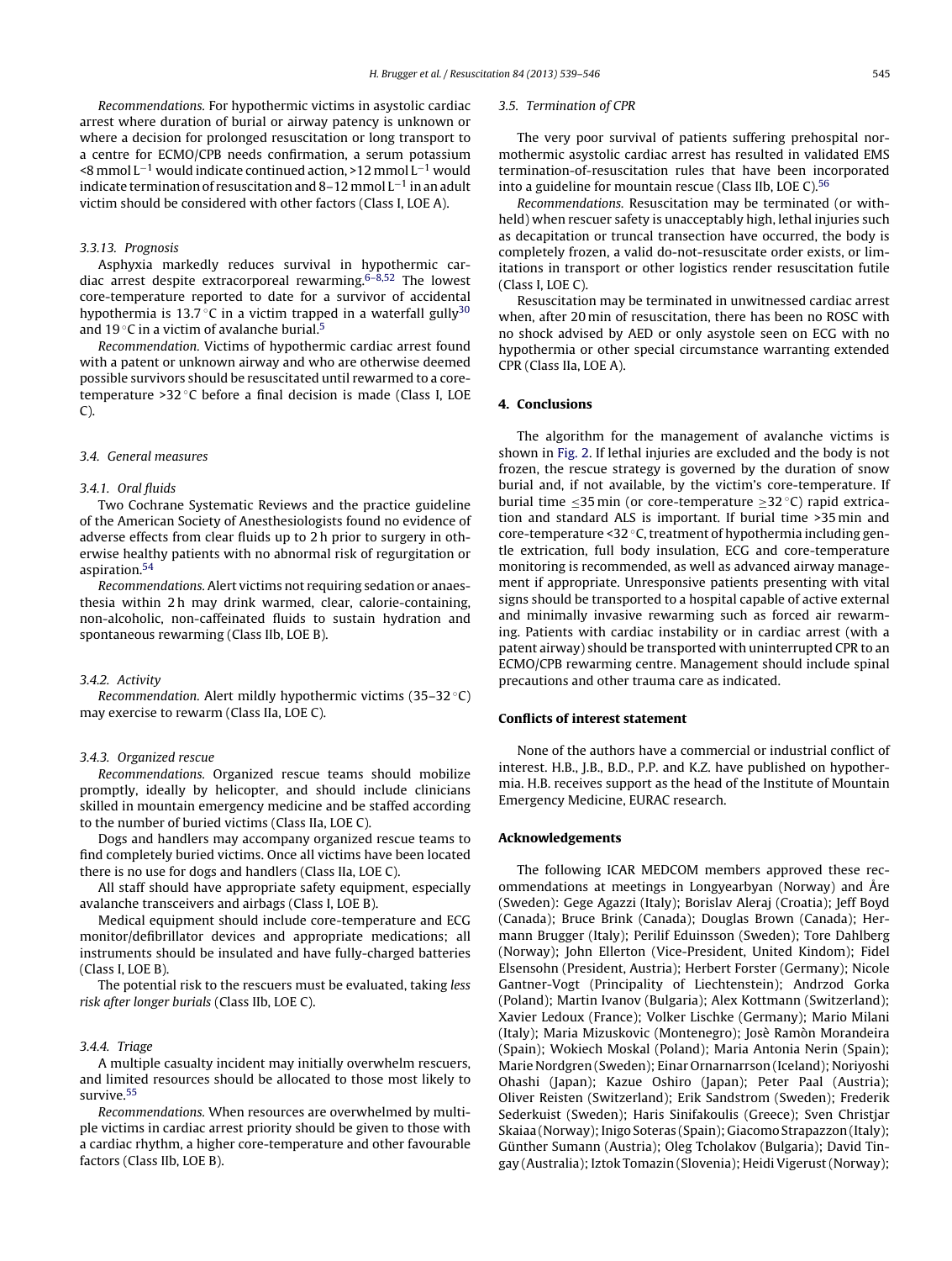*Recommendations.* For hypothermic victims in asystolic cardiac arrest where duration of burial or airway patency is unknown or where a decision for prolonged resuscitation or long transport to a centre for ECMO/CPB needs confirmation, a serum potassium <8 mmol $L^{-1}$ would indicate continued action, >12 mmol $L^{-1}$ would indicate termination of resuscitation and 8–12 mmol $L^{-1}$ in an adult victim should be considered with other factors (Class I, LOE A).

#### 3.3.13. Prognosis

Asphyxia markedly reduces survival in hypothermic cardiac arrest despite extracorporeal rewarming.[6–8,52] The lowest core-temperature reported to date for a survivor of accidental hypothermia is 13.7 °C in a victim trapped in a waterfall gully[30] and 19 °C in a victim of avalanche burial.[5]

*Recommendation.* Victims of hypothermic cardiac arrest found with a patent or unknown airway and who are otherwise deemed possible survivors should be resuscitated until rewarmed to a core-temperature >32 °C before a final decision is made (Class I, LOE C).

### 3.4. General measures

#### 3.4.1. Oral fluids

Two Cochrane Systematic Reviews and the practice guideline of the American Society of Anesthesiologists found no evidence of adverse effects from clear fluids up to 2 h prior to surgery in otherwise healthy patients with no abnormal risk of regurgitation or aspiration.[54]

*Recommendations.* Alert victims not requiring sedation or anaesthesia within 2 h may drink warmed, clear, calorie-containing, non-alcoholic, non-caffeinated fluids to sustain hydration and spontaneous rewarming (Class IIb, LOE B).

#### 3.4.2. Activity

*Recommendation.* Alert mildly hypothermic victims (35–32 °C) may exercise to rewarm (Class IIa, LOE C).

#### 3.4.3. Organized rescue

*Recommendations.* Organized rescue teams should mobilize promptly, ideally by helicopter, and should include clinicians skilled in mountain emergency medicine and be staffed according to the number of buried victims (Class IIa, LOE C).

Dogs and handlers may accompany organized rescue teams to find completely buried victims. Once all victims have been located there is no use for dogs and handlers (Class IIa, LOE C).

All staff should have appropriate safety equipment, especially avalanche transceivers and airbags (Class I, LOE B).

Medical equipment should include core-temperature and ECG monitor/defibrillator devices and appropriate medications; all instruments should be insulated and have fully-charged batteries (Class I, LOE B).

The potential risk to the rescuers must be evaluated, taking *less risk after longer burials* (Class IIb, LOE C).

#### 3.4.4. Triage

A multiple casualty incident may initially overwhelm rescuers, and limited resources should be allocated to those most likely to survive.[55]

*Recommendations.* When resources are overwhelmed by multiple victims in cardiac arrest priority should be given to those with a cardiac rhythm, a higher core-temperature and other favourable factors (Class IIb, LOE B).

### 3.5. Termination of CPR

The very poor survival of patients suffering prehospital normothermic asystolic cardiac arrest has resulted in validated EMS termination-of-resuscitation rules that have been incorporated into a guideline for mountain rescue (Class IIb, LOE C).[56]

*Recommendations.* Resuscitation may be terminated (or withheld) when rescuer safety is unacceptably high, lethal injuries such as decapitation or truncal transection have occurred, the body is completely frozen, a valid do-not-resuscitate order exists, or limitations in transport or other logistics render resuscitation futile (Class I, LOE C).

Resuscitation may be terminated in unwitnessed cardiac arrest when, after 20 min of resuscitation, there has been no ROSC with no shock advised by AED or only asystole seen on ECG with no hypothermia or other special circumstance warranting extended CPR (Class IIa, LOE A).

## 4. Conclusions

The algorithm for the management of avalanche victims is shown in Fig. 2. If lethal injuries are excluded and the body is not frozen, the rescue strategy is governed by the duration of snow burial and, if not available, by the victim's core-temperature. If burial time ≤35 min (or core-temperature ≥32 °C) rapid extrication and standard ALS is important. If burial time >35 min and core-temperature <32 °C, treatment of hypothermia including gentle extrication, full body insulation, ECG and core-temperature monitoring is recommended, as well as advanced airway management if appropriate. Unresponsive patients presenting with vital signs should be transported to a hospital capable of active external and minimally invasive rewarming such as forced air rewarming. Patients with cardiac instability or in cardiac arrest (with a patent airway) should be transported with uninterrupted CPR to an ECMO/CPB rewarming centre. Management should include spinal precautions and other trauma care as indicated.

## Conflicts of interest statement

None of the authors have a commercial or industrial conflict of interest. H.B., J.B., B.D., P.P. and K.Z. have published on hypothermia. H.B. receives support as the head of the Institute of Mountain Emergency Medicine, EURAC research.

## Acknowledgements

The following ICAR MEDCOM members approved these recommendations at meetings in Longyearbyan (Norway) and Åre (Sweden): Gege Agazzi (Italy); Borislav Aleraj (Croatia); Jeff Boyd (Canada); Bruce Brink (Canada); Douglas Brown (Canada); Hermann Brugger (Italy); Perilif Eduinsson (Sweden); Tore Dahlberg (Norway); John Ellerton (Vice-President, United Kindom); Fidel Elsensohn (President, Austria); Herbert Forster (Germany); Nicole Gantner-Vogt (Principality of Liechtenstein); Andrzod Gorka (Poland); Martin Ivanov (Bulgaria); Alex Kottmann (Switzerland); Xavier Ledoux (France); Volker Lischke (Germany); Mario Milani (Italy); Maria Mizuskovic (Montenegro); Josè Ramòn Morandeira (Spain); Wokiech Moskal (Poland); Maria Antonia Nerin (Spain); Marie Nordgren (Sweden); Einar Ornarnarrson (Iceland); Noriyoshi Ohashi (Japan); Kazue Oshiro (Japan); Peter Paal (Austria); Oliver Reisten (Switzerland); Erik Sandstrom (Sweden); Frederik Sederkuist (Sweden); Haris Sinifakoulis (Greece); Sven Christjar Skaiaa (Norway); Inigo Soteras (Spain); Giacomo Strapazzon (Italy); Günther Sumann (Austria); Oleg Tcholakov (Bulgaria); David Tingay (Australia); Iztok Tomazin (Slovenia); Heidi Vigerust (Norway);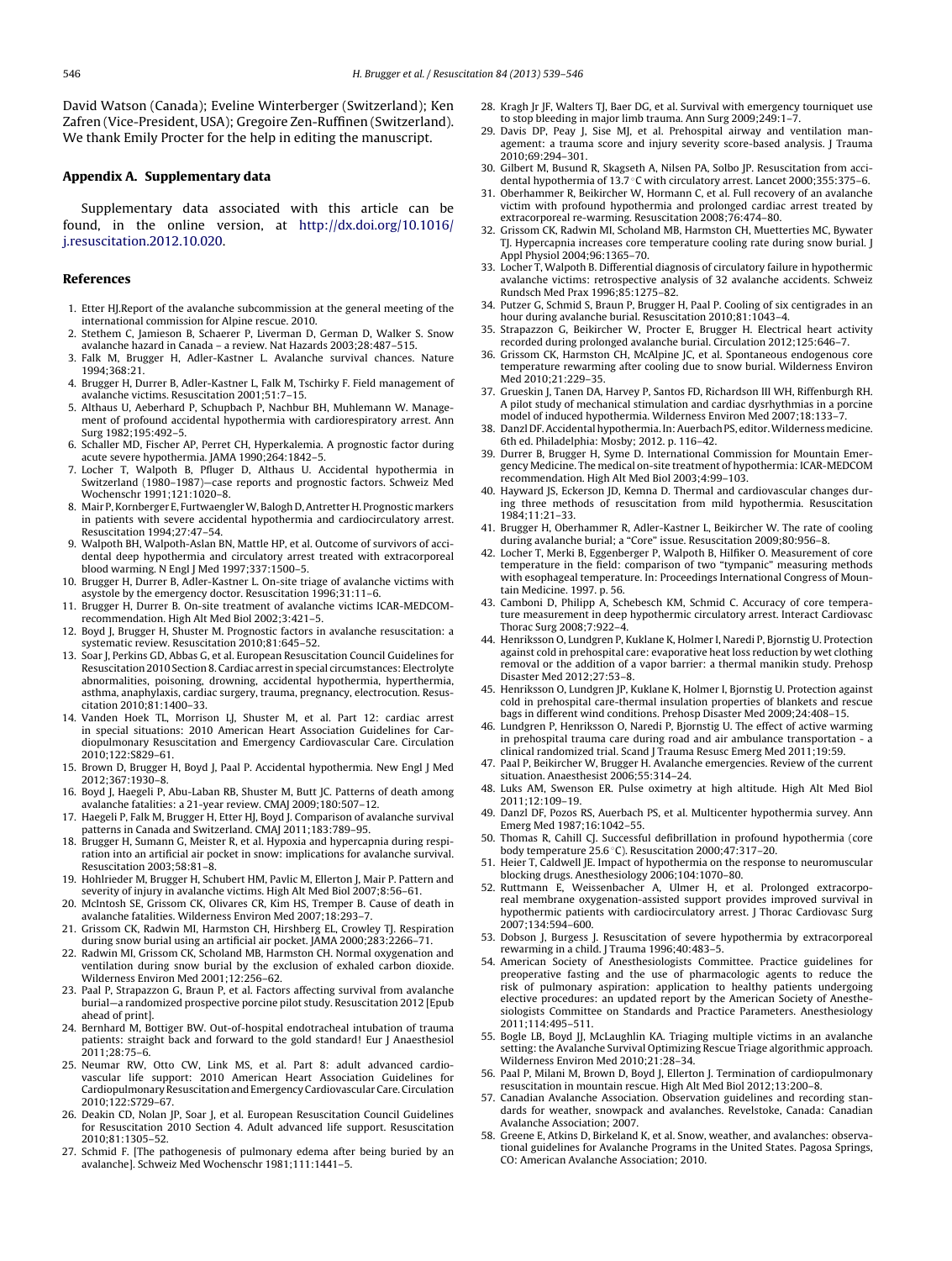David Watson (Canada); Eveline Winterberger (Switzerland); Ken Zafren (Vice-President, USA); Gregoire Zen-Ruffinen (Switzerland). We thank Emily Procter for the help in editing the manuscript.

## Appendix A. Supplementary data

Supplementary data associated with this article can be found, in the online version, at http://dx.doi.org/10.1016/j.resuscitation.2012.10.020.

## References

1. Etter HJ.Report of the avalanche subcommission at the general meeting of the international commission for Alpine rescue. 2010.
2. Stethem C, Jamieson B, Schaerer P, Liverman D, German D, Walker S. Snow avalanche hazard in Canada – a review. Nat Hazards 2003;28:487–515.
3. Falk M, Brugger H, Adler-Kastner L. Avalanche survival chances. Nature 1994;368:21.
4. Brugger H, Durrer B, Adler-Kastner L, Falk M, Tschirky F. Field management of avalanche victims. Resuscitation 2001;51:7–15.
5. Althaus U, Aeberhard P, Schupbach P, Nachbur BH, Muhlemann W. Management of profound accidental hypothermia with cardiorespiratory arrest. Ann Surg 1982;195:492–5.
6. Schaller MD, Fischer AP, Perret CH, Hyperkalemia. A prognostic factor during acute severe hypothermia. JAMA 1990;264:1842–5.
7. Locher T, Walpoth B, Pfluger D, Althaus U. Accidental hypothermia in Switzerland (1980–1987)—case reports and prognostic factors. Schweiz Med Wochenschr 1991;121:1020–8.
8. Mair P, Kornberger E, Furtwaengler W, Balogh D, Antretter H. Prognostic markers in patients with severe accidental hypothermia and cardiocirculatory arrest. Resuscitation 1994;27:47–54.
9. Walpoth BH, Walpoth-Aslan BN, Mattle HP, et al. Outcome of survivors of accidental deep hypothermia and circulatory arrest treated with extracorporeal blood warming. N Engl J Med 1997;337:1500–5.
10. Brugger H, Durrer B, Adler-Kastner L. On-site triage of avalanche victims with asystole by the emergency doctor. Resuscitation 1996;31:11–6.
11. Brugger H, Durrer B. On-site treatment of avalanche victims ICAR-MEDCOM-recommendation. High Alt Med Biol 2002;3:421–5.
12. Boyd J, Brugger H, Shuster M. Prognostic factors in avalanche resuscitation: a systematic review. Resuscitation 2010;81:645–52.
13. Soar J, Perkins GD, Abbas G, et al. European Resuscitation Council Guidelines for Resuscitation 2010 Section 8. Cardiac arrest in special circumstances: Electrolyte abnormalities, poisoning, drowning, accidental hypothermia, hyperthermia, asthma, anaphylaxis, cardiac surgery, trauma, pregnancy, electrocution. Resuscitation 2010;81:1400–33.
14. Vanden Hoek TL, Morrison LJ, Shuster M, et al. Part 12: cardiac arrest in special situations: 2010 American Heart Association Guidelines for Cardiopulmonary Resuscitation and Emergency Cardiovascular Care. Circulation 2010;122:S829–61.
15. Brown D, Brugger H, Boyd J, Paal P. Accidental hypothermia. New Engl J Med 2012;367:1930–8.
16. Boyd J, Haegeli P, Abu-Laban RB, Shuster M, Butt JC. Patterns of death among avalanche fatalities: a 21-year review. CMAJ 2009;180:507–12.
17. Haegeli P, Falk M, Brugger H, Etter HJ, Boyd J. Comparison of avalanche survival patterns in Canada and Switzerland. CMAJ 2011;183:789–95.
18. Brugger H, Sumann G, Meister R, et al. Hypoxia and hypercapnia during respiration into an artificial air pocket in snow: implications for avalanche survival. Resuscitation 2003;58:81–8.
19. Hohlrieder M, Brugger H, Schubert HM, Pavlic M, Ellerton J, Mair P. Pattern and severity of injury in avalanche victims. High Alt Med Biol 2007;8:56–61.
20. McIntosh SE, Grissom CK, Olivares CR, Kim HS, Tremper B. Cause of death in avalanche fatalities. Wilderness Environ Med 2007;18:293–7.
21. Grissom CK, Radwin MI, Harmston CH, Hirshberg EL, Crowley TJ. Respiration during snow burial using an artificial air pocket. JAMA 2000;283:2266–71.
22. Radwin MI, Grissom CK, Scholand MB, Harmston CH. Normal oxygenation and ventilation during snow burial by the exclusion of exhaled carbon dioxide. Wilderness Environ Med 2001;12:256–62.
23. Paal P, Strapazzon G, Braun P, et al. Factors affecting survival from avalanche burial—a randomized prospective porcine pilot study. Resuscitation 2012 [Epub ahead of print].
24. Bernhard M, Bottiger BW. Out-of-hospital endotracheal intubation of trauma patients: straight back and forward to the gold standard! Eur J Anaesthesiol 2011;28:75–6.
25. Neumar RW, Otto CW, Link MS, et al. Part 8: adult advanced cardiovascular life support: 2010 American Heart Association Guidelines for Cardiopulmonary Resuscitation and Emergency Cardiovascular Care. Circulation 2010;122:S729–67.
26. Deakin CD, Nolan JP, Soar J, et al. European Resuscitation Council Guidelines for Resuscitation 2010 Section 4. Adult advanced life support. Resuscitation 2010;81:1305–52.
27. Schmid F. [The pathogenesis of pulmonary edema after being buried by an avalanche]. Schweiz Med Wochenschr 1981;111:1441–5.
28. Kragh Jr JF, Walters TJ, Baer DG, et al. Survival with emergency tourniquet use to stop bleeding in major limb trauma. Ann Surg 2009;249:1–7.
29. Davis DP, Peay J, Sise MJ, et al. Prehospital airway and ventilation management: a trauma score and injury severity score-based analysis. J Trauma 2010;69:294–301.
30. Gilbert M, Busund R, Skagseth A, Nilsen PA, Solbo JP. Resuscitation from accidental hypothermia of 13.7 °C with circulatory arrest. Lancet 2000;355:375–6.
31. Oberhammer R, Beikircher W, Hormann C, et al. Full recovery of an avalanche victim with profound hypothermia and prolonged cardiac arrest treated by extracorporeal re-warming. Resuscitation 2008;76:474–80.
32. Grissom CK, Radwin MI, Scholand MB, Harmston CH, Muetterties MC, Bywater TJ. Hypercapnia increases core temperature cooling rate during snow burial. J Appl Physiol 2004;96:1365–70.
33. Locher T, Walpoth B. Differential diagnosis of circulatory failure in hypothermic avalanche victims: retrospective analysis of 32 avalanche accidents. Schweiz Rundsch Med Prax 1996;85:1275–82.
34. Putzer G, Schmid S, Braun P, Brugger H, Paal P. Cooling of six centigrades in an hour during avalanche burial. Resuscitation 2010;81:1043–4.
35. Strapazzon G, Beikircher W, Procter E, Brugger H. Electrical heart activity recorded during prolonged avalanche burial. Circulation 2012;125:646–7.
36. Grissom CK, Harmston CH, McAlpine JC, et al. Spontaneous endogenous core temperature rewarming after cooling due to snow burial. Wilderness Environ Med 2010;21:229–35.
37. Grueskin J, Tanen DA, Harvey P, Santos FD, Richardson III WH, Riffenburgh RH. A pilot study of mechanical stimulation and cardiac dysrhythmias in a porcine model of induced hypothermia. Wilderness Environ Med 2007;18:133–7.
38. Danzl DF. Accidental hypothermia. In: Auerbach PS, editor. Wilderness medicine. 6th ed. Philadelphia: Mosby; 2012. p. 116–42.
39. Durrer B, Brugger H, Syme D. International Commission for Mountain Emergency Medicine. The medical on-site treatment of hypothermia: ICAR-MEDCOM recommendation. High Alt Med Biol 2003;4:99–103.
40. Hayward JS, Eckerson JD, Kemna D. Thermal and cardiovascular changes during three methods of resuscitation from mild hypothermia. Resuscitation 1984;11:21–33.
41. Brugger H, Oberhammer R, Adler-Kastner L, Beikircher W. The rate of cooling during avalanche burial; a "Core" issue. Resuscitation 2009;80:956–8.
42. Locher T, Merki B, Eggenberger P, Walpoth B, Hilfiker O. Measurement of core temperature in the field: comparison of two "tympanic" measuring methods with esophageal temperature. In: Proceedings International Congress of Mountain Medicine. 1997. p. 56.
43. Camboni D, Philipp A, Schebesch KM, Schmid C. Accuracy of core temperature measurement in deep hypothermic circulatory arrest. Interact Cardiovasc Thorac Surg 2008;7:922–4.
44. Henriksson O, Lundgren P, Kuklane K, Holmer I, Naredi P, Bjornstig U. Protection against cold in prehospital care: evaporative heat loss reduction by wet clothing removal or the addition of a vapor barrier: a thermal manikin study. Prehosp Disaster Med 2012;27:53–8.
45. Henriksson O, Lundgren JP, Kuklane K, Holmer I, Bjornstig U. Protection against cold in prehospital care-thermal insulation properties of blankets and rescue bags in different wind conditions. Prehosp Disaster Med 2009;24:408–15.
46. Lundgren P, Henriksson O, Naredi P, Bjornstig U. The effect of active warming in prehospital trauma care during road and air ambulance transportation - a clinical randomized trial. Scand J Trauma Resusc Emerg Med 2011;19:59.
47. Paal P, Beikircher W, Brugger H. Avalanche emergencies. Review of the current situation. Anaesthesist 2006;55:314–24.
48. Luks AM, Swenson ER. Pulse oximetry at high altitude. High Alt Med Biol 2011;12:109–19.
49. Danzl DF, Pozos RS, Auerbach PS, et al. Multicenter hypothermia survey. Ann Emerg Med 1987;16:1042–55.
50. Thomas R, Cahill CJ. Successful defibrillation in profound hypothermia (core body temperature 25.6 °C). Resuscitation 2000;47:317–20.
51. Heier T, Caldwell JE. Impact of hypothermia on the response to neuromuscular blocking drugs. Anesthesiology 2006;104:1070–80.
52. Ruttmann E, Weissenbacher A, Ulmer H, et al. Prolonged extracorporeal membrane oxygenation-assisted support provides improved survival in hypothermic patients with cardiocirculatory arrest. J Thorac Cardiovasc Surg 2007;134:594–600.
53. Dobson J, Burgess J. Resuscitation of severe hypothermia by extracorporeal rewarming in a child. J Trauma 1996;40:483–5.
54. American Society of Anesthesiologists Committee. Practice guidelines for preoperative fasting and the use of pharmacologic agents to reduce the risk of pulmonary aspiration: application to healthy patients undergoing elective procedures: an updated report by the American Society of Anesthesiologists Committee on Standards and Practice Parameters. Anesthesiology 2011;114:495–511.
55. Bogle LB, Boyd JJ, McLaughlin KA. Triaging multiple victims in an avalanche setting: the Avalanche Survival Optimizing Rescue Triage algorithmic approach. Wilderness Environ Med 2010;21:28–34.
56. Paal P, Milani M, Brown D, Boyd J, Ellerton J. Termination of cardiopulmonary resuscitation in mountain rescue. High Alt Med Biol 2012;13:200–8.
57. Canadian Avalanche Association. Observation guidelines and recording standards for weather, snowpack and avalanches. Revelstoke, Canada: Canadian Avalanche Association; 2007.
58. Greene E, Atkins D, Birkeland K, et al. Snow, weather, and avalanches: observational guidelines for Avalanche Programs in the United States. Pagosa Springs, CO: American Avalanche Association; 2010.